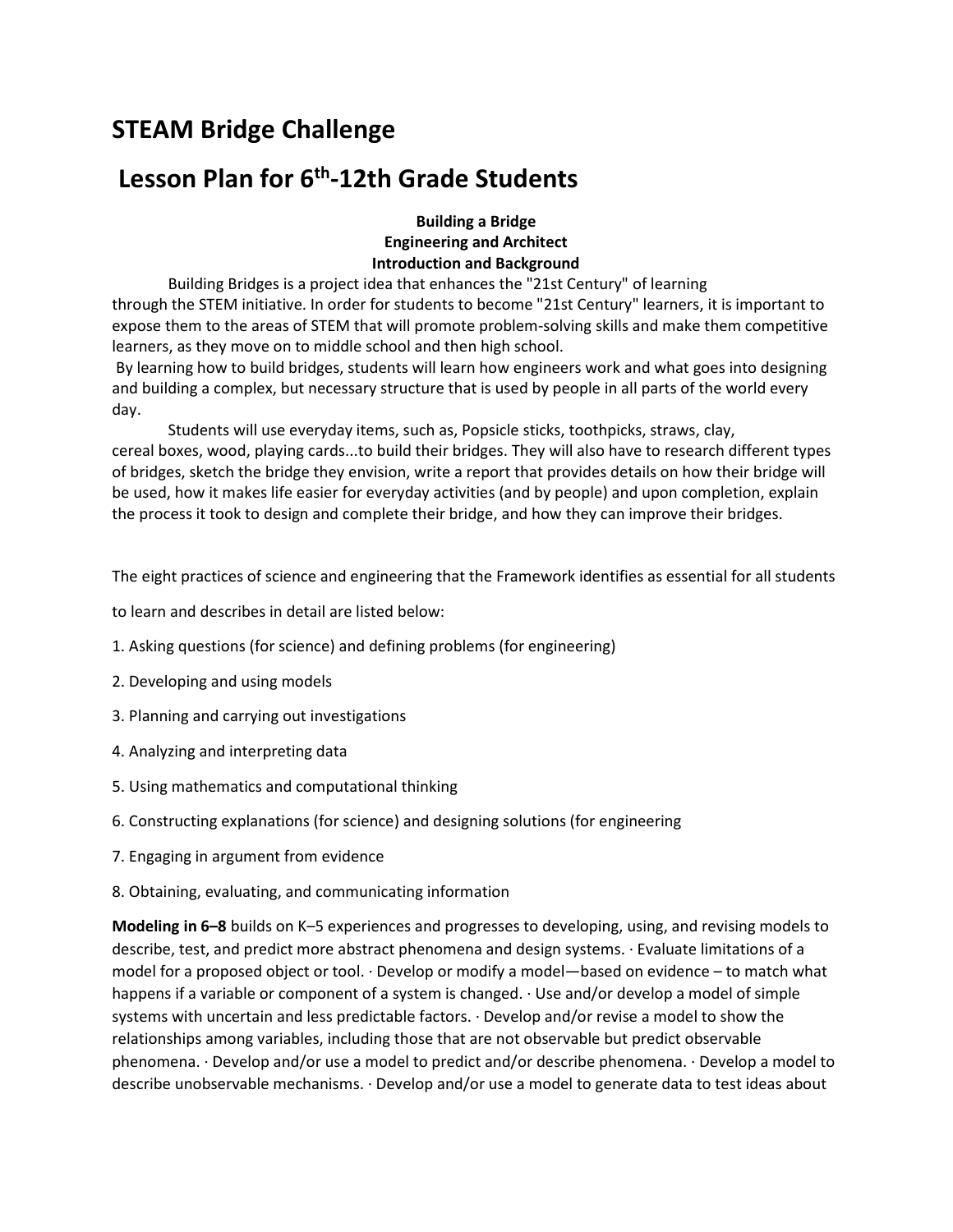# STEAM Bridge Challenge

# Lesson Plan for 6th-12th Grade Students

**Building a Bridge**
**Engineering and Architect**
**Introduction and Background**

Building Bridges is a project idea that enhances the "21st Century" of learning through the STEM initiative. In order for students to become "21st Century" learners, it is important to expose them to the areas of STEM that will promote problem-solving skills and make them competitive learners, as they move on to middle school and then high school.

By learning how to build bridges, students will learn how engineers work and what goes into designing and building a complex, but necessary structure that is used by people in all parts of the world every day.

Students will use everyday items, such as, Popsicle sticks, toothpicks, straws, clay, cereal boxes, wood, playing cards...to build their bridges. They will also have to research different types of bridges, sketch the bridge they envision, write a report that provides details on how their bridge will be used, how it makes life easier for everyday activities (and by people) and upon completion, explain the process it took to design and complete their bridge, and how they can improve their bridges.

The eight practices of science and engineering that the Framework identifies as essential for all students to learn and describes in detail are listed below:

1. Asking questions (for science) and defining problems (for engineering)
2. Developing and using models
3. Planning and carrying out investigations
4. Analyzing and interpreting data
5. Using mathematics and computational thinking
6. Constructing explanations (for science) and designing solutions (for engineering
7. Engaging in argument from evidence
8. Obtaining, evaluating, and communicating information

**Modeling in 6–8** builds on K–5 experiences and progresses to developing, using, and revising models to describe, test, and predict more abstract phenomena and design systems. · Evaluate limitations of a model for a proposed object or tool. · Develop or modify a model—based on evidence – to match what happens if a variable or component of a system is changed. · Use and/or develop a model of simple systems with uncertain and less predictable factors. · Develop and/or revise a model to show the relationships among variables, including those that are not observable but predict observable phenomena. · Develop and/or use a model to predict and/or describe phenomena. · Develop a model to describe unobservable mechanisms. · Develop and/or use a model to generate data to test ideas about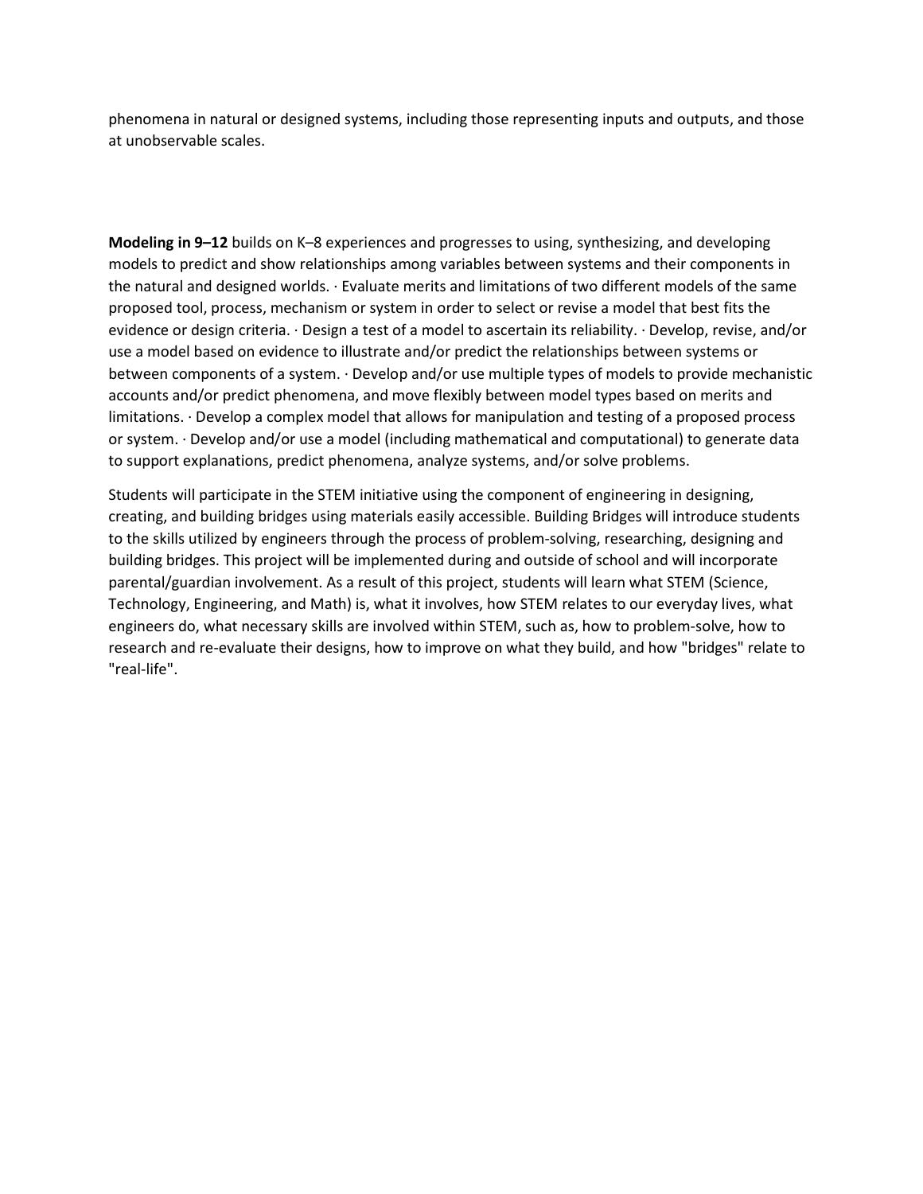phenomena in natural or designed systems, including those representing inputs and outputs, and those at unobservable scales.

**Modeling in 9–12** builds on K–8 experiences and progresses to using, synthesizing, and developing models to predict and show relationships among variables between systems and their components in the natural and designed worlds. · Evaluate merits and limitations of two different models of the same proposed tool, process, mechanism or system in order to select or revise a model that best fits the evidence or design criteria. · Design a test of a model to ascertain its reliability. · Develop, revise, and/or use a model based on evidence to illustrate and/or predict the relationships between systems or between components of a system. · Develop and/or use multiple types of models to provide mechanistic accounts and/or predict phenomena, and move flexibly between model types based on merits and limitations. · Develop a complex model that allows for manipulation and testing of a proposed process or system. · Develop and/or use a model (including mathematical and computational) to generate data to support explanations, predict phenomena, analyze systems, and/or solve problems.

Students will participate in the STEM initiative using the component of engineering in designing, creating, and building bridges using materials easily accessible. Building Bridges will introduce students to the skills utilized by engineers through the process of problem-solving, researching, designing and building bridges. This project will be implemented during and outside of school and will incorporate parental/guardian involvement. As a result of this project, students will learn what STEM (Science, Technology, Engineering, and Math) is, what it involves, how STEM relates to our everyday lives, what engineers do, what necessary skills are involved within STEM, such as, how to problem-solve, how to research and re-evaluate their designs, how to improve on what they build, and how "bridges" relate to "real-life".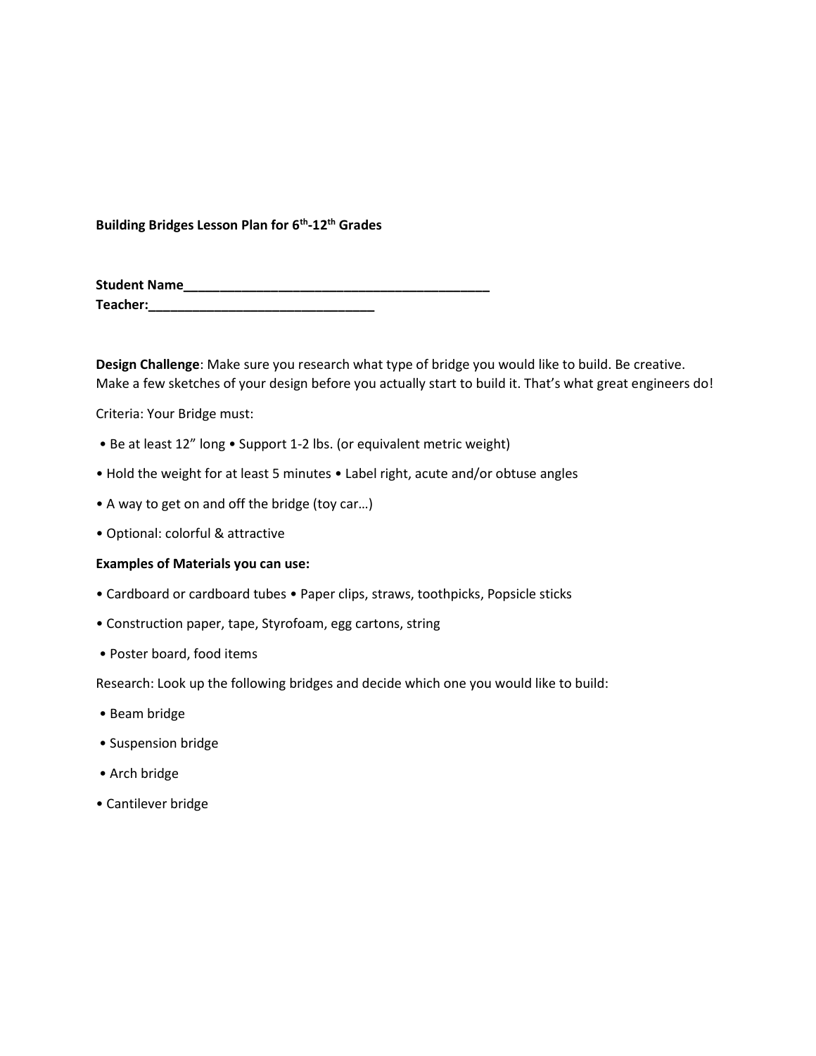**Building Bridges Lesson Plan for 6th-12th Grades**

**Student Name__________________________________________**
**Teacher:_______________________________**

**Design Challenge**: Make sure you research what type of bridge you would like to build. Be creative. Make a few sketches of your design before you actually start to build it. That's what great engineers do!

Criteria: Your Bridge must:

- Be at least 12" long • Support 1-2 lbs. (or equivalent metric weight)
- Hold the weight for at least 5 minutes • Label right, acute and/or obtuse angles
- A way to get on and off the bridge (toy car…)
- Optional: colorful & attractive

**Examples of Materials you can use:**

- Cardboard or cardboard tubes • Paper clips, straws, toothpicks, Popsicle sticks
- Construction paper, tape, Styrofoam, egg cartons, string
- Poster board, food items

Research: Look up the following bridges and decide which one you would like to build:

- Beam bridge
- Suspension bridge
- Arch bridge
- Cantilever bridge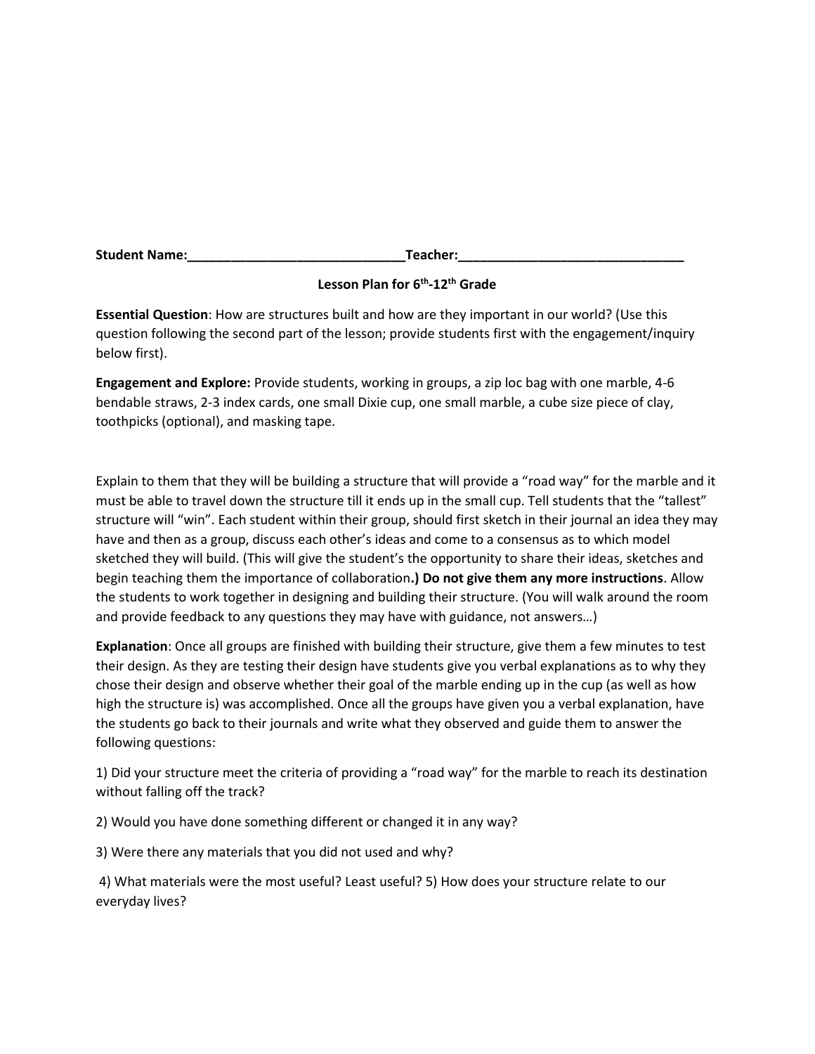**Student Name:______________________________Teacher:_______________________________**

**Lesson Plan for 6th-12th Grade**

**Essential Question**: How are structures built and how are they important in our world? (Use this question following the second part of the lesson; provide students first with the engagement/inquiry below first).

**Engagement and Explore:** Provide students, working in groups, a zip loc bag with one marble, 4-6 bendable straws, 2-3 index cards, one small Dixie cup, one small marble, a cube size piece of clay, toothpicks (optional), and masking tape.

Explain to them that they will be building a structure that will provide a "road way" for the marble and it must be able to travel down the structure till it ends up in the small cup. Tell students that the "tallest" structure will "win". Each student within their group, should first sketch in their journal an idea they may have and then as a group, discuss each other's ideas and come to a consensus as to which model sketched they will build. (This will give the student's the opportunity to share their ideas, sketches and begin teaching them the importance of collaboration**.) Do not give them any more instructions**. Allow the students to work together in designing and building their structure. (You will walk around the room and provide feedback to any questions they may have with guidance, not answers…)

**Explanation**: Once all groups are finished with building their structure, give them a few minutes to test their design. As they are testing their design have students give you verbal explanations as to why they chose their design and observe whether their goal of the marble ending up in the cup (as well as how high the structure is) was accomplished. Once all the groups have given you a verbal explanation, have the students go back to their journals and write what they observed and guide them to answer the following questions:

1) Did your structure meet the criteria of providing a "road way" for the marble to reach its destination without falling off the track?

2) Would you have done something different or changed it in any way?

3) Were there any materials that you did not used and why?

4) What materials were the most useful? Least useful? 5) How does your structure relate to our everyday lives?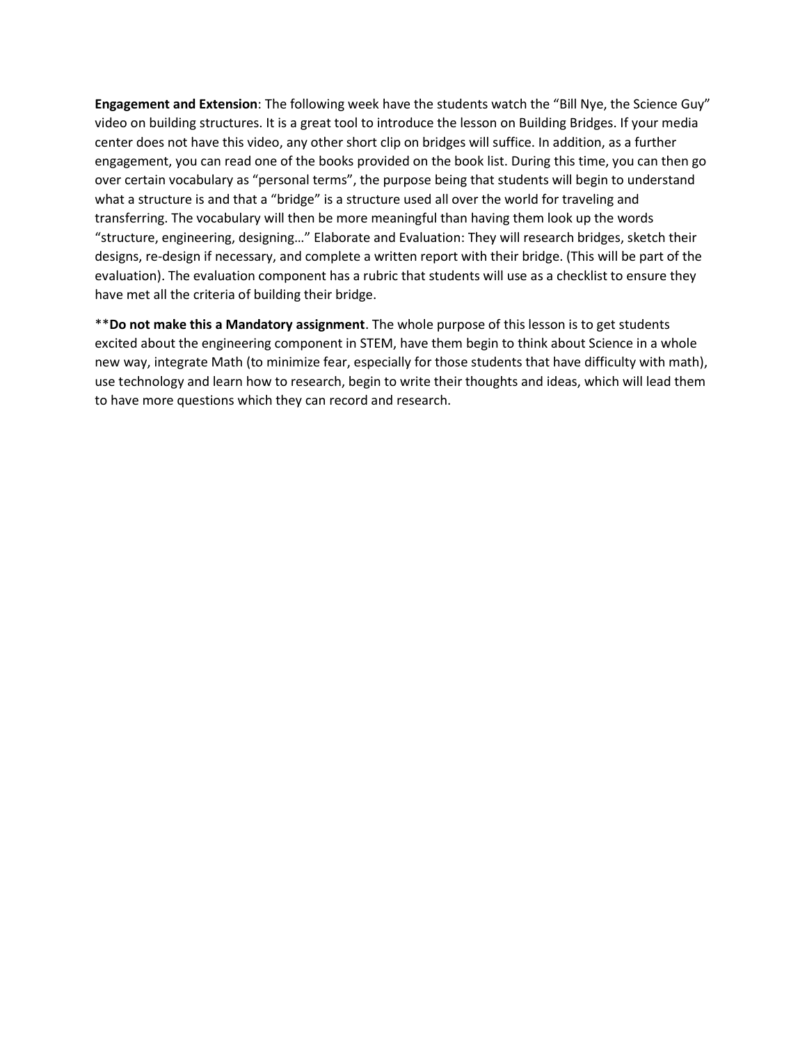**Engagement and Extension**: The following week have the students watch the "Bill Nye, the Science Guy" video on building structures. It is a great tool to introduce the lesson on Building Bridges. If your media center does not have this video, any other short clip on bridges will suffice. In addition, as a further engagement, you can read one of the books provided on the book list. During this time, you can then go over certain vocabulary as "personal terms", the purpose being that students will begin to understand what a structure is and that a "bridge" is a structure used all over the world for traveling and transferring. The vocabulary will then be more meaningful than having them look up the words "structure, engineering, designing…" Elaborate and Evaluation: They will research bridges, sketch their designs, re-design if necessary, and complete a written report with their bridge. (This will be part of the evaluation). The evaluation component has a rubric that students will use as a checklist to ensure they have met all the criteria of building their bridge.

**Do not make this a Mandatory assignment**. The whole purpose of this lesson is to get students excited about the engineering component in STEM, have them begin to think about Science in a whole new way, integrate Math (to minimize fear, especially for those students that have difficulty with math), use technology and learn how to research, begin to write their thoughts and ideas, which will lead them to have more questions which they can record and research.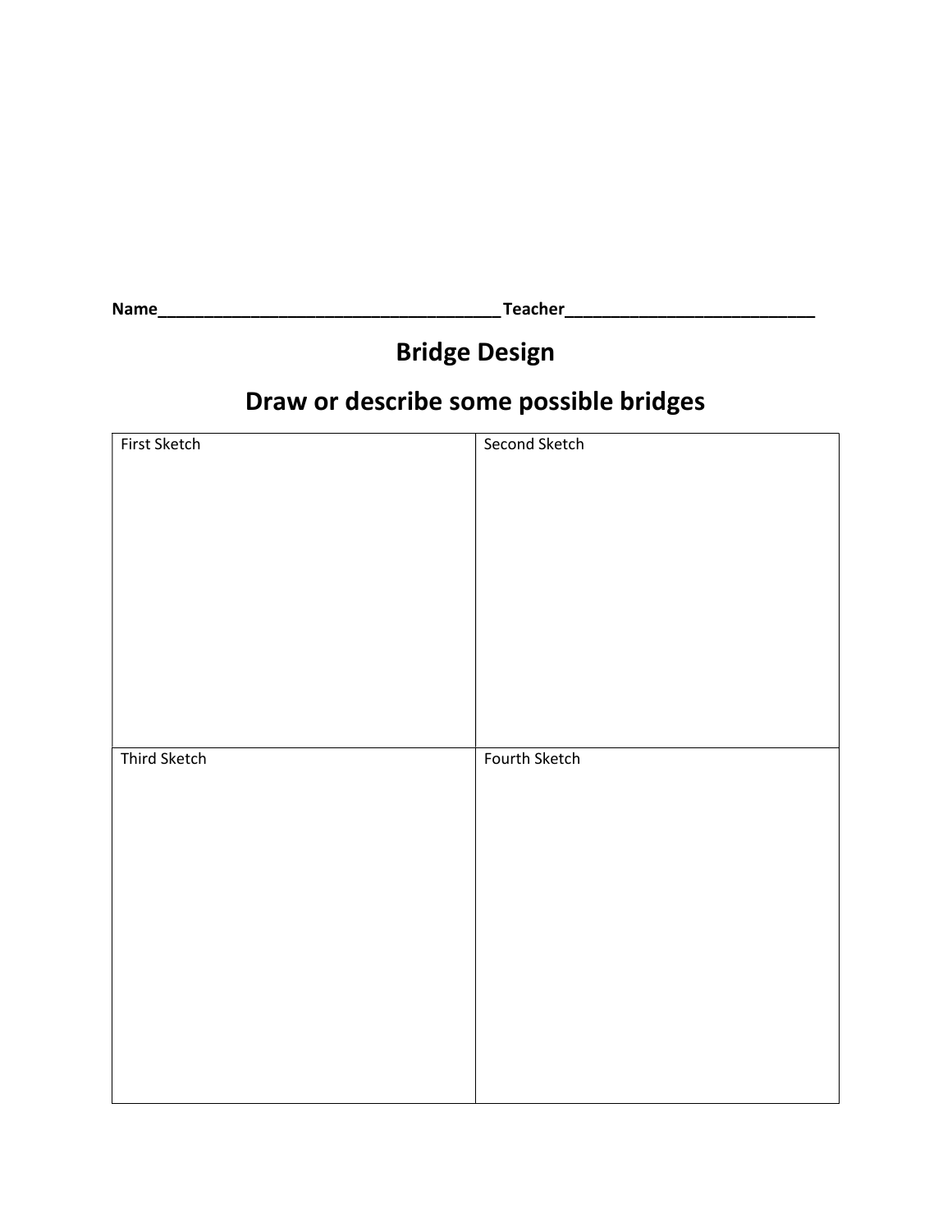**Name**______________________________________ **Teacher**___________________________

# Bridge Design

## Draw or describe some possible bridges

| First Sketch | Second Sketch |
| --- | --- |
| | |
| **Third Sketch** | **Fourth Sketch** |
| | |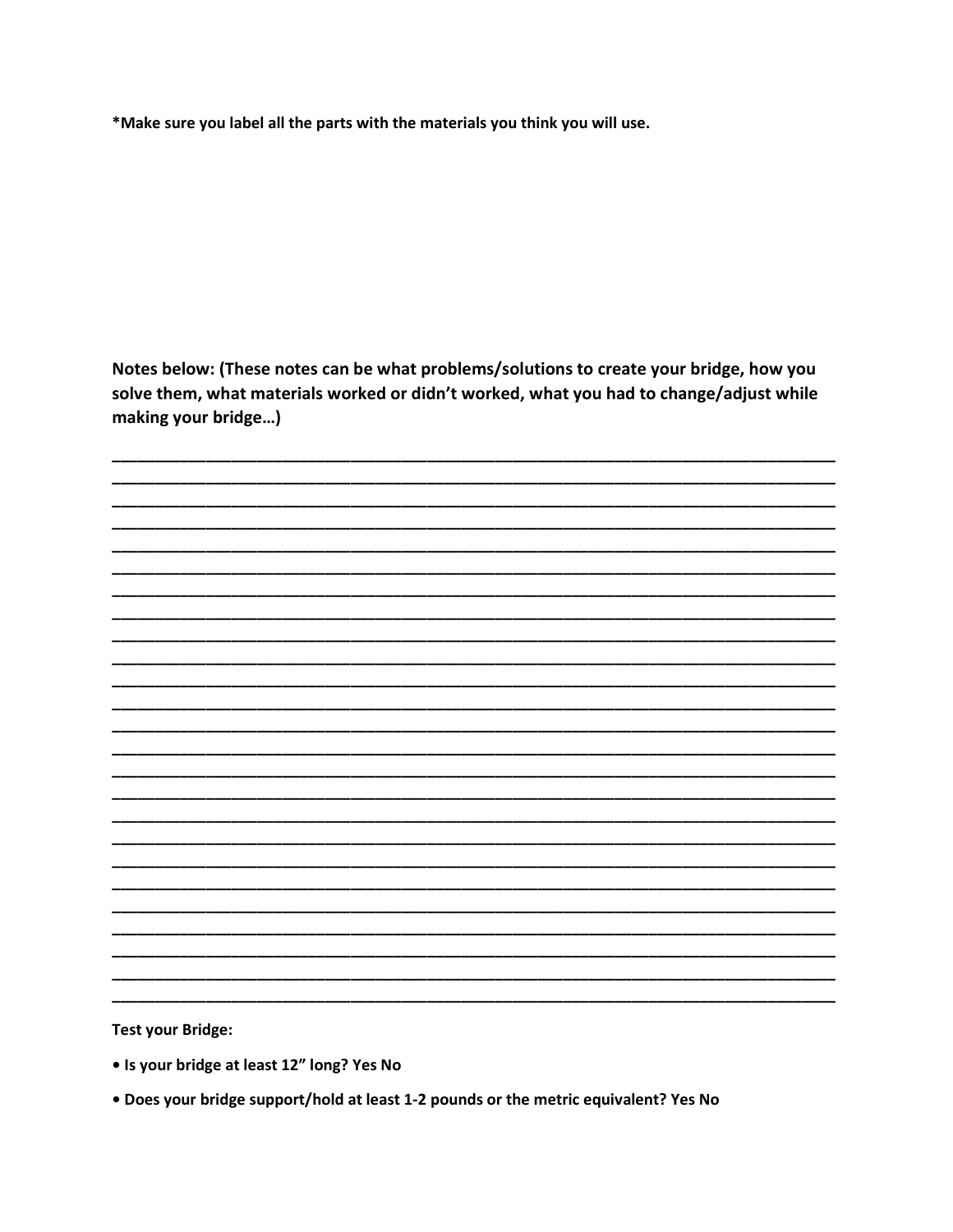**\*Make sure you label all the parts with the materials you think you will use.**

**Notes below: (These notes can be what problems/solutions to create your bridge, how you solve them, what materials worked or didn't worked, what you had to change/adjust while making your bridge…)**

\_\_\_\_\_\_\_\_\_\_\_\_\_\_\_\_\_\_\_\_\_\_\_\_\_\_\_\_\_\_\_\_\_\_\_\_\_\_\_\_\_\_\_\_\_\_\_\_\_\_\_\_\_\_\_\_\_\_\_\_\_\_\_\_\_\_\_\_\_\_\_\_\_\_\_\_\_\_

\_\_\_\_\_\_\_\_\_\_\_\_\_\_\_\_\_\_\_\_\_\_\_\_\_\_\_\_\_\_\_\_\_\_\_\_\_\_\_\_\_\_\_\_\_\_\_\_\_\_\_\_\_\_\_\_\_\_\_\_\_\_\_\_\_\_\_\_\_\_\_\_\_\_\_\_\_\_

\_\_\_\_\_\_\_\_\_\_\_\_\_\_\_\_\_\_\_\_\_\_\_\_\_\_\_\_\_\_\_\_\_\_\_\_\_\_\_\_\_\_\_\_\_\_\_\_\_\_\_\_\_\_\_\_\_\_\_\_\_\_\_\_\_\_\_\_\_\_\_\_\_\_\_\_\_\_

\_\_\_\_\_\_\_\_\_\_\_\_\_\_\_\_\_\_\_\_\_\_\_\_\_\_\_\_\_\_\_\_\_\_\_\_\_\_\_\_\_\_\_\_\_\_\_\_\_\_\_\_\_\_\_\_\_\_\_\_\_\_\_\_\_\_\_\_\_\_\_\_\_\_\_\_\_\_

\_\_\_\_\_\_\_\_\_\_\_\_\_\_\_\_\_\_\_\_\_\_\_\_\_\_\_\_\_\_\_\_\_\_\_\_\_\_\_\_\_\_\_\_\_\_\_\_\_\_\_\_\_\_\_\_\_\_\_\_\_\_\_\_\_\_\_\_\_\_\_\_\_\_\_\_\_\_

\_\_\_\_\_\_\_\_\_\_\_\_\_\_\_\_\_\_\_\_\_\_\_\_\_\_\_\_\_\_\_\_\_\_\_\_\_\_\_\_\_\_\_\_\_\_\_\_\_\_\_\_\_\_\_\_\_\_\_\_\_\_\_\_\_\_\_\_\_\_\_\_\_\_\_\_\_\_

\_\_\_\_\_\_\_\_\_\_\_\_\_\_\_\_\_\_\_\_\_\_\_\_\_\_\_\_\_\_\_\_\_\_\_\_\_\_\_\_\_\_\_\_\_\_\_\_\_\_\_\_\_\_\_\_\_\_\_\_\_\_\_\_\_\_\_\_\_\_\_\_\_\_\_\_\_\_

\_\_\_\_\_\_\_\_\_\_\_\_\_\_\_\_\_\_\_\_\_\_\_\_\_\_\_\_\_\_\_\_\_\_\_\_\_\_\_\_\_\_\_\_\_\_\_\_\_\_\_\_\_\_\_\_\_\_\_\_\_\_\_\_\_\_\_\_\_\_\_\_\_\_\_\_\_\_

\_\_\_\_\_\_\_\_\_\_\_\_\_\_\_\_\_\_\_\_\_\_\_\_\_\_\_\_\_\_\_\_\_\_\_\_\_\_\_\_\_\_\_\_\_\_\_\_\_\_\_\_\_\_\_\_\_\_\_\_\_\_\_\_\_\_\_\_\_\_\_\_\_\_\_\_\_\_

\_\_\_\_\_\_\_\_\_\_\_\_\_\_\_\_\_\_\_\_\_\_\_\_\_\_\_\_\_\_\_\_\_\_\_\_\_\_\_\_\_\_\_\_\_\_\_\_\_\_\_\_\_\_\_\_\_\_\_\_\_\_\_\_\_\_\_\_\_\_\_\_\_\_\_\_\_\_

\_\_\_\_\_\_\_\_\_\_\_\_\_\_\_\_\_\_\_\_\_\_\_\_\_\_\_\_\_\_\_\_\_\_\_\_\_\_\_\_\_\_\_\_\_\_\_\_\_\_\_\_\_\_\_\_\_\_\_\_\_\_\_\_\_\_\_\_\_\_\_\_\_\_\_\_\_\_

\_\_\_\_\_\_\_\_\_\_\_\_\_\_\_\_\_\_\_\_\_\_\_\_\_\_\_\_\_\_\_\_\_\_\_\_\_\_\_\_\_\_\_\_\_\_\_\_\_\_\_\_\_\_\_\_\_\_\_\_\_\_\_\_\_\_\_\_\_\_\_\_\_\_\_\_\_\_

\_\_\_\_\_\_\_\_\_\_\_\_\_\_\_\_\_\_\_\_\_\_\_\_\_\_\_\_\_\_\_\_\_\_\_\_\_\_\_\_\_\_\_\_\_\_\_\_\_\_\_\_\_\_\_\_\_\_\_\_\_\_\_\_\_\_\_\_\_\_\_\_\_\_\_\_\_\_

\_\_\_\_\_\_\_\_\_\_\_\_\_\_\_\_\_\_\_\_\_\_\_\_\_\_\_\_\_\_\_\_\_\_\_\_\_\_\_\_\_\_\_\_\_\_\_\_\_\_\_\_\_\_\_\_\_\_\_\_\_\_\_\_\_\_\_\_\_\_\_\_\_\_\_\_\_\_

\_\_\_\_\_\_\_\_\_\_\_\_\_\_\_\_\_\_\_\_\_\_\_\_\_\_\_\_\_\_\_\_\_\_\_\_\_\_\_\_\_\_\_\_\_\_\_\_\_\_\_\_\_\_\_\_\_\_\_\_\_\_\_\_\_\_\_\_\_\_\_\_\_\_\_\_\_\_

\_\_\_\_\_\_\_\_\_\_\_\_\_\_\_\_\_\_\_\_\_\_\_\_\_\_\_\_\_\_\_\_\_\_\_\_\_\_\_\_\_\_\_\_\_\_\_\_\_\_\_\_\_\_\_\_\_\_\_\_\_\_\_\_\_\_\_\_\_\_\_\_\_\_\_\_\_\_

\_\_\_\_\_\_\_\_\_\_\_\_\_\_\_\_\_\_\_\_\_\_\_\_\_\_\_\_\_\_\_\_\_\_\_\_\_\_\_\_\_\_\_\_\_\_\_\_\_\_\_\_\_\_\_\_\_\_\_\_\_\_\_\_\_\_\_\_\_\_\_\_\_\_\_\_\_\_

\_\_\_\_\_\_\_\_\_\_\_\_\_\_\_\_\_\_\_\_\_\_\_\_\_\_\_\_\_\_\_\_\_\_\_\_\_\_\_\_\_\_\_\_\_\_\_\_\_\_\_\_\_\_\_\_\_\_\_\_\_\_\_\_\_\_\_\_\_\_\_\_\_\_\_\_\_\_

\_\_\_\_\_\_\_\_\_\_\_\_\_\_\_\_\_\_\_\_\_\_\_\_\_\_\_\_\_\_\_\_\_\_\_\_\_\_\_\_\_\_\_\_\_\_\_\_\_\_\_\_\_\_\_\_\_\_\_\_\_\_\_\_\_\_\_\_\_\_\_\_\_\_\_\_\_\_

\_\_\_\_\_\_\_\_\_\_\_\_\_\_\_\_\_\_\_\_\_\_\_\_\_\_\_\_\_\_\_\_\_\_\_\_\_\_\_\_\_\_\_\_\_\_\_\_\_\_\_\_\_\_\_\_\_\_\_\_\_\_\_\_\_\_\_\_\_\_\_\_\_\_\_\_\_\_

\_\_\_\_\_\_\_\_\_\_\_\_\_\_\_\_\_\_\_\_\_\_\_\_\_\_\_\_\_\_\_\_\_\_\_\_\_\_\_\_\_\_\_\_\_\_\_\_\_\_\_\_\_\_\_\_\_\_\_\_\_\_\_\_\_\_\_\_\_\_\_\_\_\_\_\_\_\_

\_\_\_\_\_\_\_\_\_\_\_\_\_\_\_\_\_\_\_\_\_\_\_\_\_\_\_\_\_\_\_\_\_\_\_\_\_\_\_\_\_\_\_\_\_\_\_\_\_\_\_\_\_\_\_\_\_\_\_\_\_\_\_\_\_\_\_\_\_\_\_\_\_\_\_\_\_\_

\_\_\_\_\_\_\_\_\_\_\_\_\_\_\_\_\_\_\_\_\_\_\_\_\_\_\_\_\_\_\_\_\_\_\_\_\_\_\_\_\_\_\_\_\_\_\_\_\_\_\_\_\_\_\_\_\_\_\_\_\_\_\_\_\_\_\_\_\_\_\_\_\_\_\_\_\_\_

\_\_\_\_\_\_\_\_\_\_\_\_\_\_\_\_\_\_\_\_\_\_\_\_\_\_\_\_\_\_\_\_\_\_\_\_\_\_\_\_\_\_\_\_\_\_\_\_\_\_\_\_\_\_\_\_\_\_\_\_\_\_\_\_\_\_\_\_\_\_\_\_\_\_\_\_\_\_

\_\_\_\_\_\_\_\_\_\_\_\_\_\_\_\_\_\_\_\_\_\_\_\_\_\_\_\_\_\_\_\_\_\_\_\_\_\_\_\_\_\_\_\_\_\_\_\_\_\_\_\_\_\_\_\_\_\_\_\_\_\_\_\_\_\_\_\_\_\_\_\_\_\_\_\_\_\_

**Test your Bridge:**

- **Is your bridge at least 12" long? Yes No**
- **Does your bridge support/hold at least 1-2 pounds or the metric equivalent? Yes No**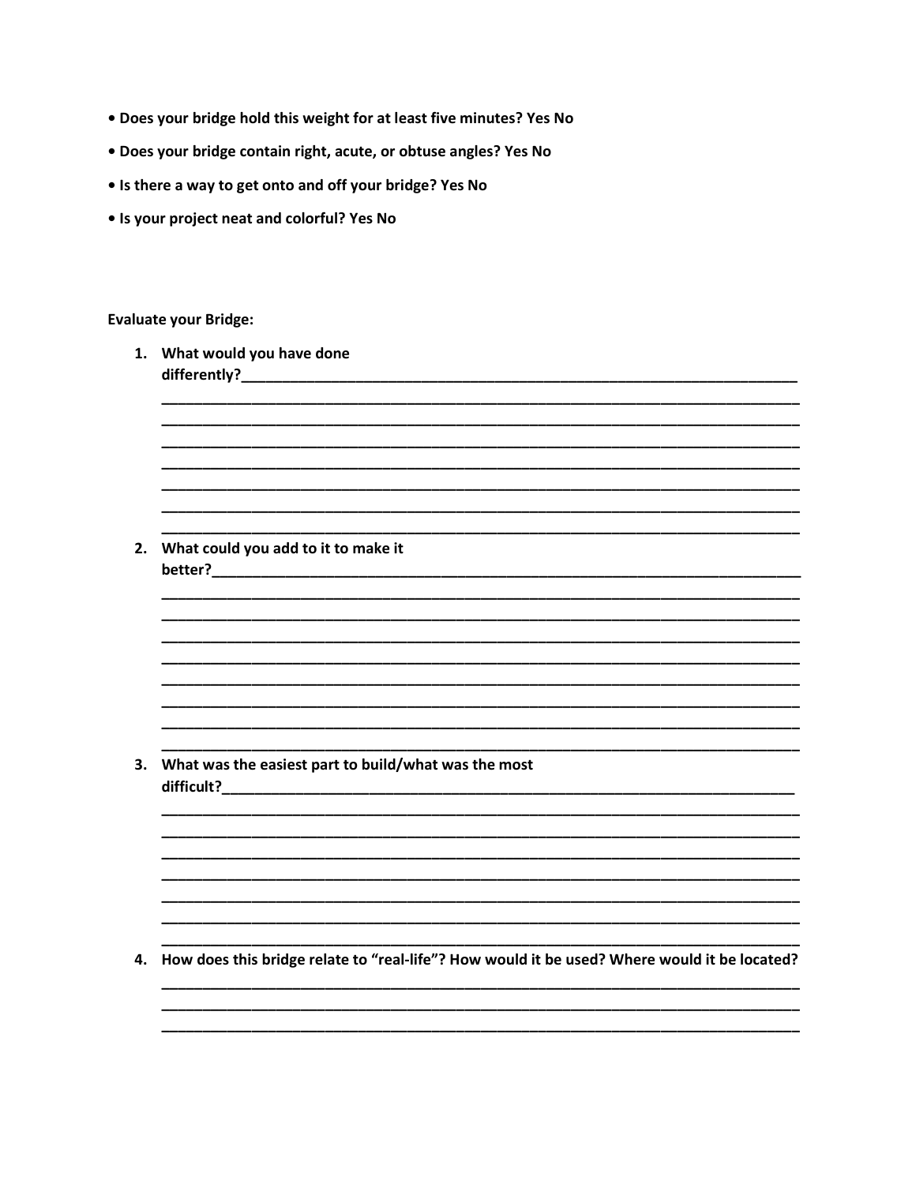- **Does your bridge hold this weight for at least five minutes? Yes No**
- **Does your bridge contain right, acute, or obtuse angles? Yes No**
- **Is there a way to get onto and off your bridge? Yes No**
- **Is your project neat and colorful? Yes No**

**Evaluate your Bridge:**

1. **What would you have done differently?**______________________________________________________________________
________________________________________________________________________________
________________________________________________________________________________
________________________________________________________________________________
________________________________________________________________________________
________________________________________________________________________________
________________________________________________________________________________
________________________________________________________________________________

2. **What could you add to it to make it better?**______________________________________________________________________
________________________________________________________________________________
________________________________________________________________________________
________________________________________________________________________________
________________________________________________________________________________
________________________________________________________________________________
________________________________________________________________________________
________________________________________________________________________________
________________________________________________________________________________

3. **What was the easiest part to build/what was the most difficult?**______________________________________________________________________
________________________________________________________________________________
________________________________________________________________________________
________________________________________________________________________________
________________________________________________________________________________
________________________________________________________________________________
________________________________________________________________________________
________________________________________________________________________________

4. **How does this bridge relate to "real-life"? How would it be used? Where would it be located?**
________________________________________________________________________________
________________________________________________________________________________
________________________________________________________________________________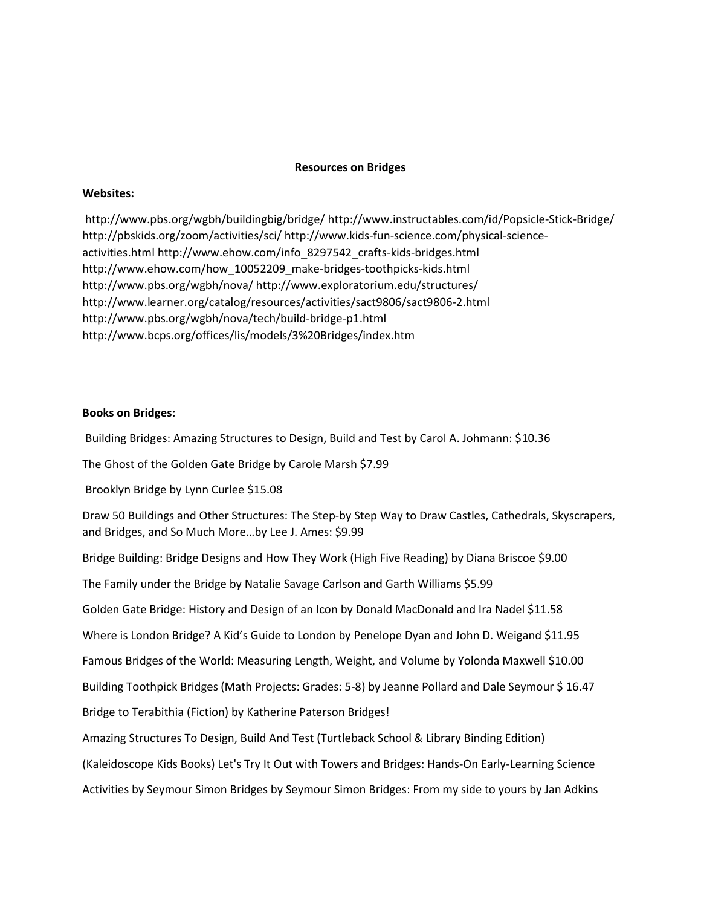**Resources on Bridges**

**Websites:**

http://www.pbs.org/wgbh/buildingbig/bridge/ http://www.instructables.com/id/Popsicle-Stick-Bridge/ http://pbskids.org/zoom/activities/sci/ http://www.kids-fun-science.com/physical-science-activities.html http://www.ehow.com/info_8297542_crafts-kids-bridges.html http://www.ehow.com/how_10052209_make-bridges-toothpicks-kids.html http://www.pbs.org/wgbh/nova/ http://www.exploratorium.edu/structures/ http://www.learner.org/catalog/resources/activities/sact9806/sact9806-2.html http://www.pbs.org/wgbh/nova/tech/build-bridge-p1.html http://www.bcps.org/offices/lis/models/3%20Bridges/index.htm

**Books on Bridges:**

Building Bridges: Amazing Structures to Design, Build and Test by Carol A. Johmann: $10.36

The Ghost of the Golden Gate Bridge by Carole Marsh $7.99

Brooklyn Bridge by Lynn Curlee $15.08

Draw 50 Buildings and Other Structures: The Step-by Step Way to Draw Castles, Cathedrals, Skyscrapers, and Bridges, and So Much More…by Lee J. Ames: $9.99

Bridge Building: Bridge Designs and How They Work (High Five Reading) by Diana Briscoe $9.00

The Family under the Bridge by Natalie Savage Carlson and Garth Williams $5.99

Golden Gate Bridge: History and Design of an Icon by Donald MacDonald and Ira Nadel $11.58

Where is London Bridge? A Kid's Guide to London by Penelope Dyan and John D. Weigand $11.95

Famous Bridges of the World: Measuring Length, Weight, and Volume by Yolonda Maxwell $10.00

Building Toothpick Bridges (Math Projects: Grades: 5-8) by Jeanne Pollard and Dale Seymour $ 16.47

Bridge to Terabithia (Fiction) by Katherine Paterson Bridges!

Amazing Structures To Design, Build And Test (Turtleback School & Library Binding Edition)

(Kaleidoscope Kids Books) Let's Try It Out with Towers and Bridges: Hands-On Early-Learning Science

Activities by Seymour Simon Bridges by Seymour Simon Bridges: From my side to yours by Jan Adkins